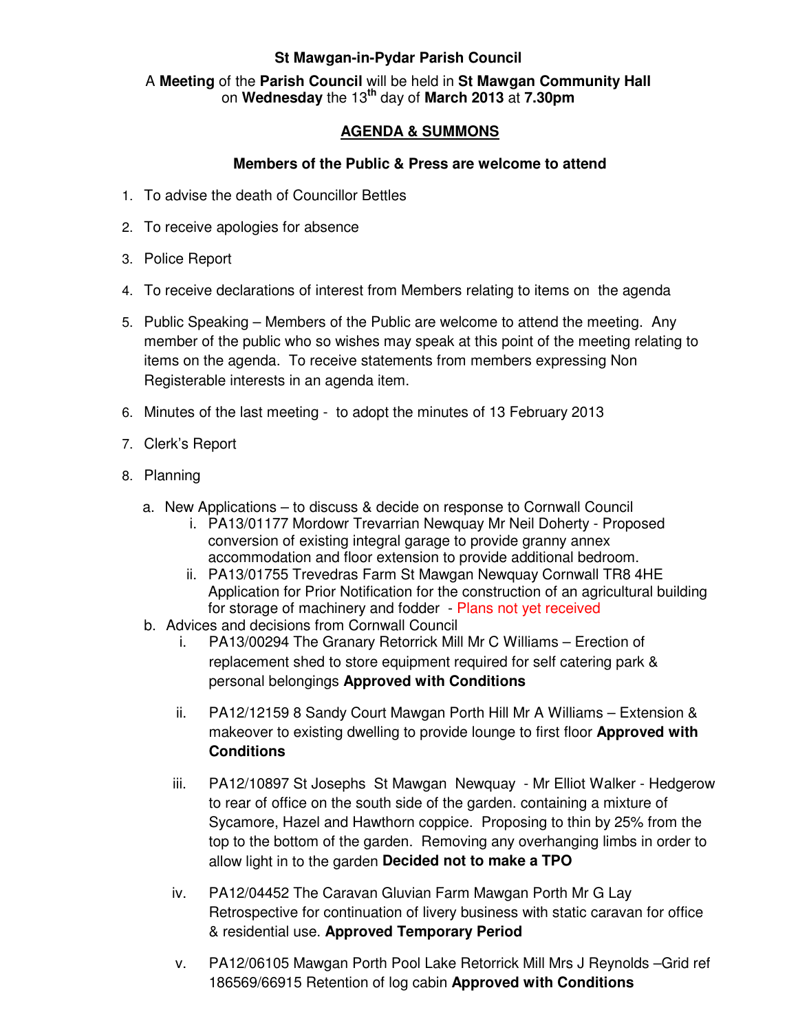**St Mawgan-in-Pydar Parish Council**

A **Meeting** of the **Parish Council** will be held in **St Mawgan Community Hall** on **Wednesday** the 13th day of **March 2013** at **7.30pm**

## AGENDA & SUMMONS

**Members of the Public & Press are welcome to attend**

1. To advise the death of Councillor Bettles
2. To receive apologies for absence
3. Police Report
4. To receive declarations of interest from Members relating to items on the agenda
5. Public Speaking – Members of the Public are welcome to attend the meeting. Any member of the public who so wishes may speak at this point of the meeting relating to items on the agenda. To receive statements from members expressing Non Registerable interests in an agenda item.
6. Minutes of the last meeting - to adopt the minutes of 13 February 2013
7. Clerk's Report
8. Planning
   a. New Applications – to discuss & decide on response to Cornwall Council
      i. PA13/01177 Mordowr Trevarrian Newquay Mr Neil Doherty - Proposed conversion of existing integral garage to provide granny annex accommodation and floor extension to provide additional bedroom.
      ii. PA13/01755 Trevedras Farm St Mawgan Newquay Cornwall TR8 4HE Application for Prior Notification for the construction of an agricultural building for storage of machinery and fodder - Plans not yet received
   b. Advices and decisions from Cornwall Council
      i. PA13/00294 The Granary Retorrick Mill Mr C Williams – Erection of replacement shed to store equipment required for self catering park & personal belongings **Approved with Conditions**
      ii. PA12/12159 8 Sandy Court Mawgan Porth Hill Mr A Williams – Extension & makeover to existing dwelling to provide lounge to first floor **Approved with Conditions**
      iii. PA12/10897 St Josephs St Mawgan Newquay - Mr Elliot Walker - Hedgerow to rear of office on the south side of the garden. containing a mixture of Sycamore, Hazel and Hawthorn coppice. Proposing to thin by 25% from the top to the bottom of the garden. Removing any overhanging limbs in order to allow light in to the garden **Decided not to make a TPO**
      iv. PA12/04452 The Caravan Gluvian Farm Mawgan Porth Mr G Lay Retrospective for continuation of livery business with static caravan for office & residential use. **Approved Temporary Period**
      v. PA12/06105 Mawgan Porth Pool Lake Retorrick Mill Mrs J Reynolds –Grid ref 186569/66915 Retention of log cabin **Approved with Conditions**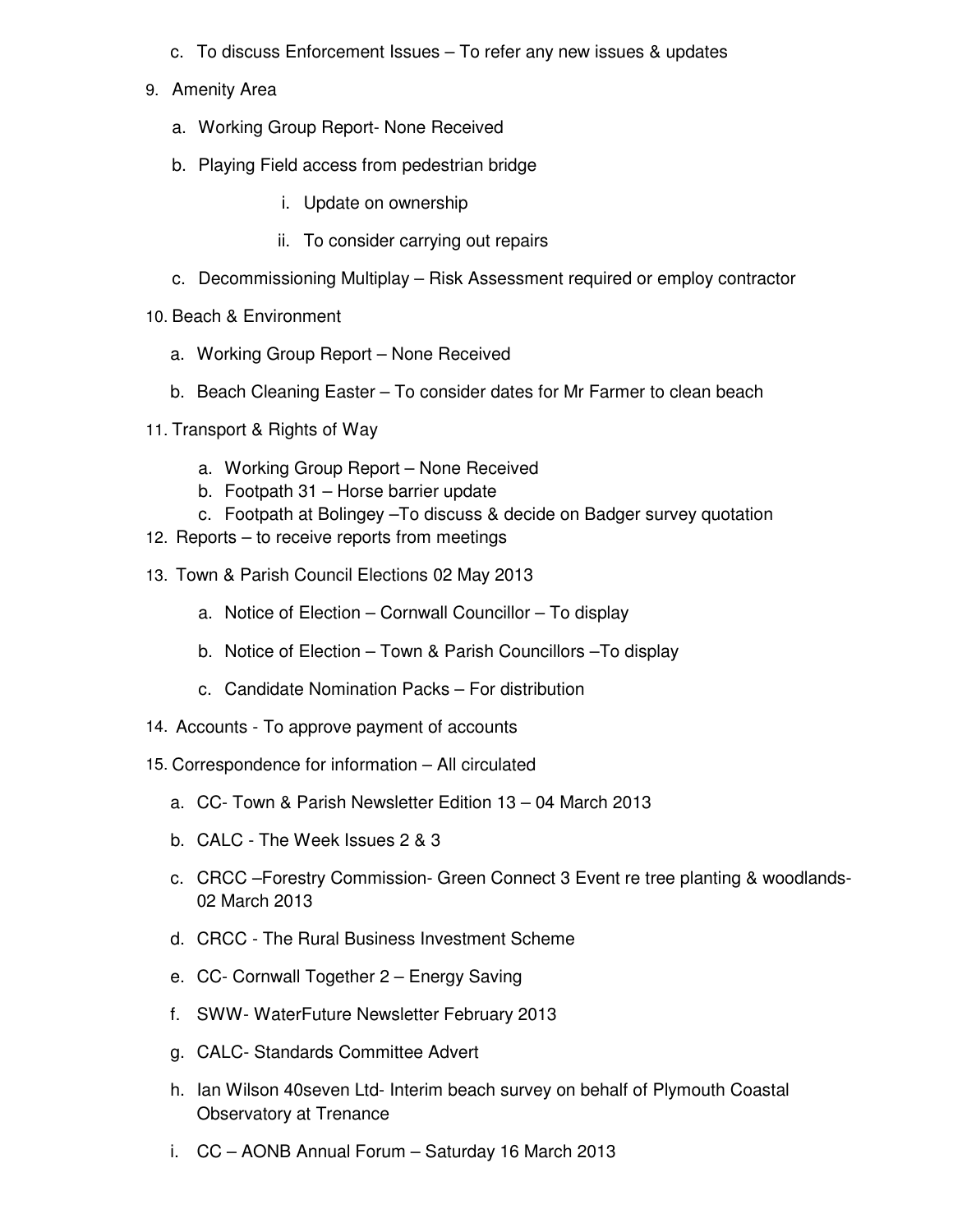c. To discuss Enforcement Issues – To refer any new issues & updates

9. Amenity Area

    a. Working Group Report- None Received

    b. Playing Field access from pedestrian bridge

        i. Update on ownership

        ii. To consider carrying out repairs

    c. Decommissioning Multiplay – Risk Assessment required or employ contractor

10. Beach & Environment

    a. Working Group Report – None Received

    b. Beach Cleaning Easter – To consider dates for Mr Farmer to clean beach

11. Transport & Rights of Way

    a. Working Group Report – None Received
    b. Footpath 31 – Horse barrier update
    c. Footpath at Bolingey –To discuss & decide on Badger survey quotation

12. Reports – to receive reports from meetings

13. Town & Parish Council Elections 02 May 2013

    a. Notice of Election – Cornwall Councillor – To display

    b. Notice of Election – Town & Parish Councillors –To display

    c. Candidate Nomination Packs – For distribution

14. Accounts - To approve payment of accounts

15. Correspondence for information – All circulated

    a. CC- Town & Parish Newsletter Edition 13 – 04 March 2013

    b. CALC - The Week Issues 2 & 3

    c. CRCC –Forestry Commission- Green Connect 3 Event re tree planting & woodlands- 02 March 2013

    d. CRCC - The Rural Business Investment Scheme

    e. CC- Cornwall Together 2 – Energy Saving

    f. SWW- WaterFuture Newsletter February 2013

    g. CALC- Standards Committee Advert

    h. Ian Wilson 40seven Ltd- Interim beach survey on behalf of Plymouth Coastal Observatory at Trenance

    i. CC – AONB Annual Forum – Saturday 16 March 2013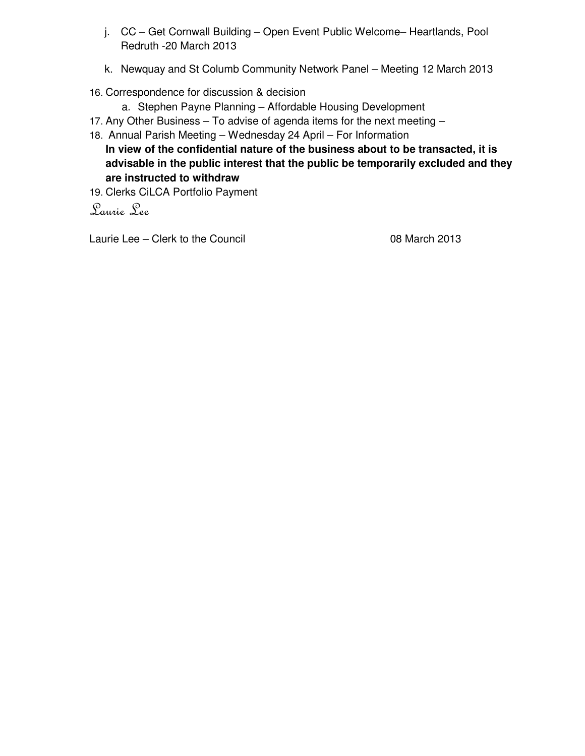j. CC – Get Cornwall Building – Open Event Public Welcome– Heartlands, Pool Redruth -20 March 2013

k. Newquay and St Columb Community Network Panel – Meeting 12 March 2013

16. Correspondence for discussion & decision
    a. Stephen Payne Planning – Affordable Housing Development
17. Any Other Business – To advise of agenda items for the next meeting –
18. Annual Parish Meeting – Wednesday 24 April – For Information

    **In view of the confidential nature of the business about to be transacted, it is advisable in the public interest that the public be temporarily excluded and they are instructed to withdraw**
19. Clerks CiLCA Portfolio Payment

*Laurie Lee*

Laurie Lee – Clerk to the Council 08 March 2013